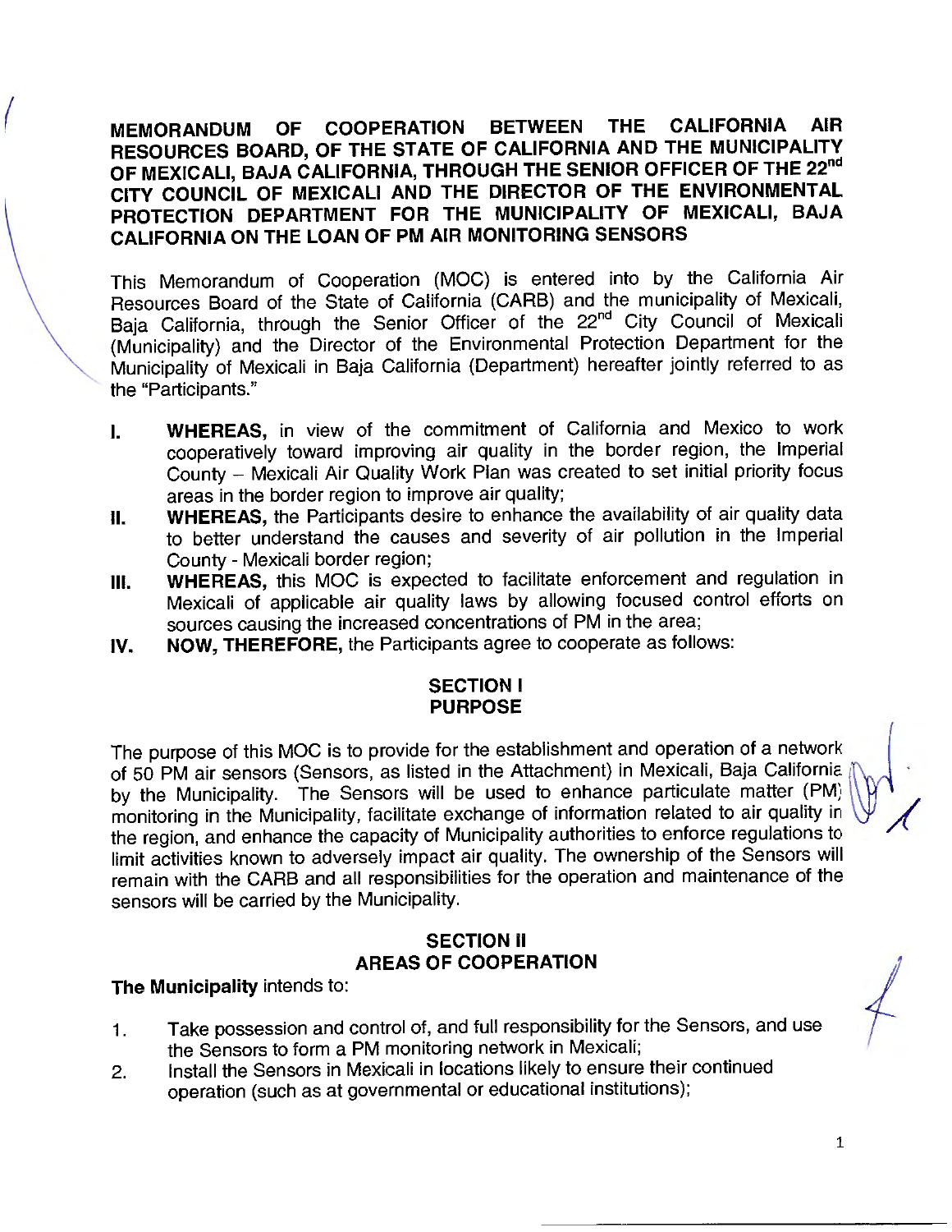# MEMORANDUM OF COOPERATION BETWEEN THE CALIFORNIA AIR RESOURCES BOARD, OF THE STATE OF CALIFORNIA AND THE MUNICIPALITY OF MEXICALI, BAJA CALIFORNIA, THROUGH THE SENIOR OFFICER OF THE 22nd CITY COUNCIL OF MEXICALI AND THE DIRECTOR OF THE ENVIRONMENTAL PROTECTION DEPARTMENT FOR THE MUNICIPALITY OF MEXICALI, BAJA CALIFORNIA ON THE LOAN OF PM AIR MONITORING SENSORS

This Memorandum of Cooperation (MOC) is entered into by the California Air Resources Board of the State of California (CARB) and the municipality of Mexicali, Baja California, through the Senior Officer of the 22nd City Council of Mexicali (Municipality) and the Director of the Environmental Protection Department for the Municipality of Mexicali in Baja California (Department) hereafter jointly referred to as the "Participants."

I. **WHEREAS,** in view of the commitment of California and Mexico to work cooperatively toward improving air quality in the border region, the Imperial County – Mexicali Air Quality Work Plan was created to set initial priority focus areas in the border region to improve air quality;

II. **WHEREAS,** the Participants desire to enhance the availability of air quality data to better understand the causes and severity of air pollution in the Imperial County - Mexicali border region;

III. **WHEREAS,** this MOC is expected to facilitate enforcement and regulation in Mexicali of applicable air quality laws by allowing focused control efforts on sources causing the increased concentrations of PM in the area;

IV. **NOW, THEREFORE,** the Participants agree to cooperate as follows:

## SECTION I
## PURPOSE

The purpose of this MOC is to provide for the establishment and operation of a network of 50 PM air sensors (Sensors, as listed in the Attachment) in Mexicali, Baja California by the Municipality. The Sensors will be used to enhance particulate matter (PM) monitoring in the Municipality, facilitate exchange of information related to air quality in the region, and enhance the capacity of Municipality authorities to enforce regulations to limit activities known to adversely impact air quality. The ownership of the Sensors will remain with the CARB and all responsibilities for the operation and maintenance of the sensors will be carried by the Municipality.

## SECTION II
## AREAS OF COOPERATION

**The Municipality** intends to:

1. Take possession and control of, and full responsibility for the Sensors, and use the Sensors to form a PM monitoring network in Mexicali;
2. Install the Sensors in Mexicali in locations likely to ensure their continued operation (such as at governmental or educational institutions);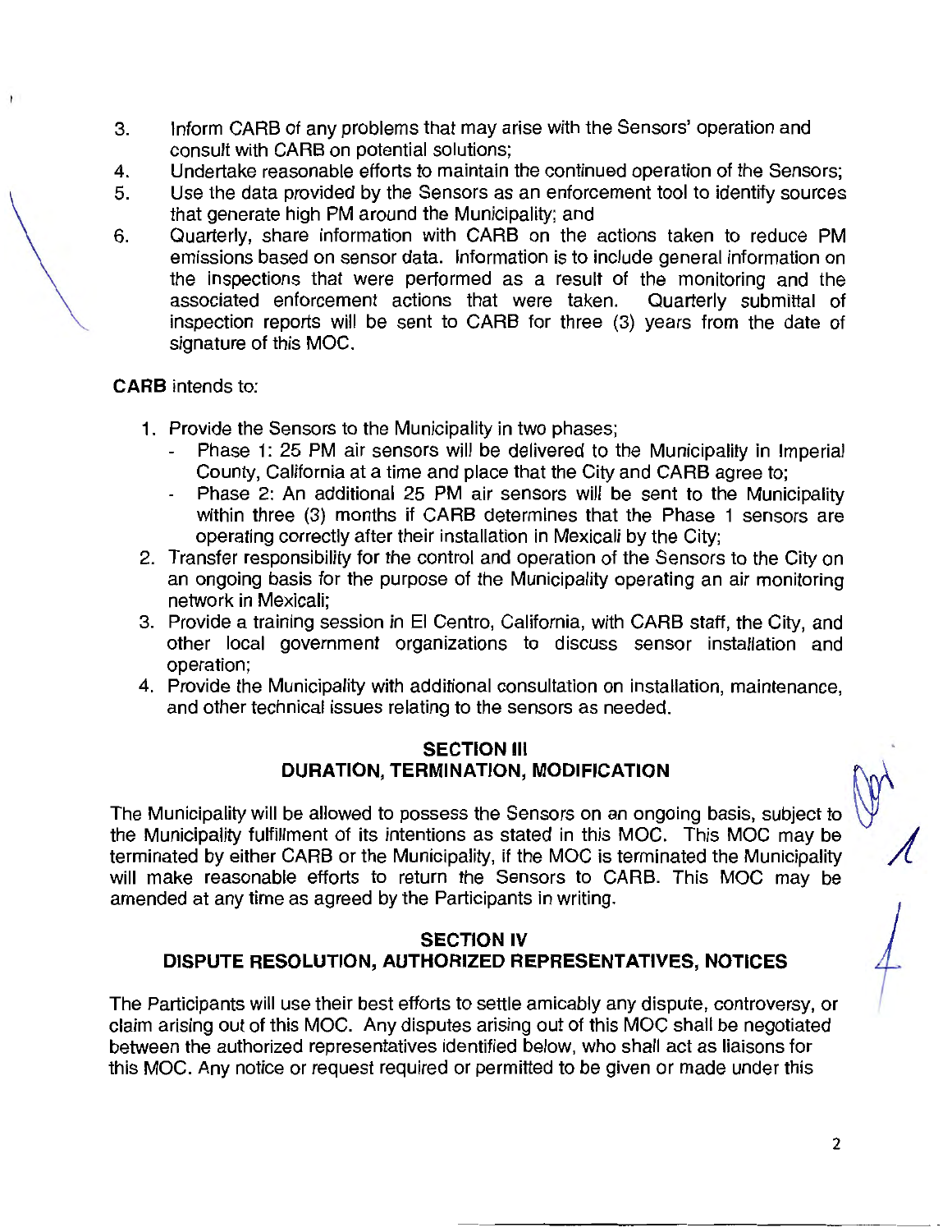3. Inform CARB of any problems that may arise with the Sensors' operation and consult with CARB on potential solutions;
4. Undertake reasonable efforts to maintain the continued operation of the Sensors;
5. Use the data provided by the Sensors as an enforcement tool to identify sources that generate high PM around the Municipality; and
6. Quarterly, share information with CARB on the actions taken to reduce PM emissions based on sensor data. Information is to include general information on the inspections that were performed as a result of the monitoring and the associated enforcement actions that were taken. Quarterly submittal of inspection reports will be sent to CARB for three (3) years from the date of signature of this MOC.

**CARB** intends to:

1. Provide the Sensors to the Municipality in two phases;
   - Phase 1: 25 PM air sensors will be delivered to the Municipality in Imperial County, California at a time and place that the City and CARB agree to;
   - Phase 2: An additional 25 PM air sensors will be sent to the Municipality within three (3) months if CARB determines that the Phase 1 sensors are operating correctly after their installation in Mexicali by the City;
2. Transfer responsibility for the control and operation of the Sensors to the City on an ongoing basis for the purpose of the Municipality operating an air monitoring network in Mexicali;
3. Provide a training session in El Centro, California, with CARB staff, the City, and other local government organizations to discuss sensor installation and operation;
4. Provide the Municipality with additional consultation on installation, maintenance, and other technical issues relating to the sensors as needed.

## SECTION III
## DURATION, TERMINATION, MODIFICATION

The Municipality will be allowed to possess the Sensors on an ongoing basis, subject to the Municipality fulfillment of its intentions as stated in this MOC. This MOC may be terminated by either CARB or the Municipality, if the MOC is terminated the Municipality will make reasonable efforts to return the Sensors to CARB. This MOC may be amended at any time as agreed by the Participants in writing.

## SECTION IV
## DISPUTE RESOLUTION, AUTHORIZED REPRESENTATIVES, NOTICES

The Participants will use their best efforts to settle amicably any dispute, controversy, or claim arising out of this MOC. Any disputes arising out of this MOC shall be negotiated between the authorized representatives identified below, who shall act as liaisons for this MOC. Any notice or request required or permitted to be given or made under this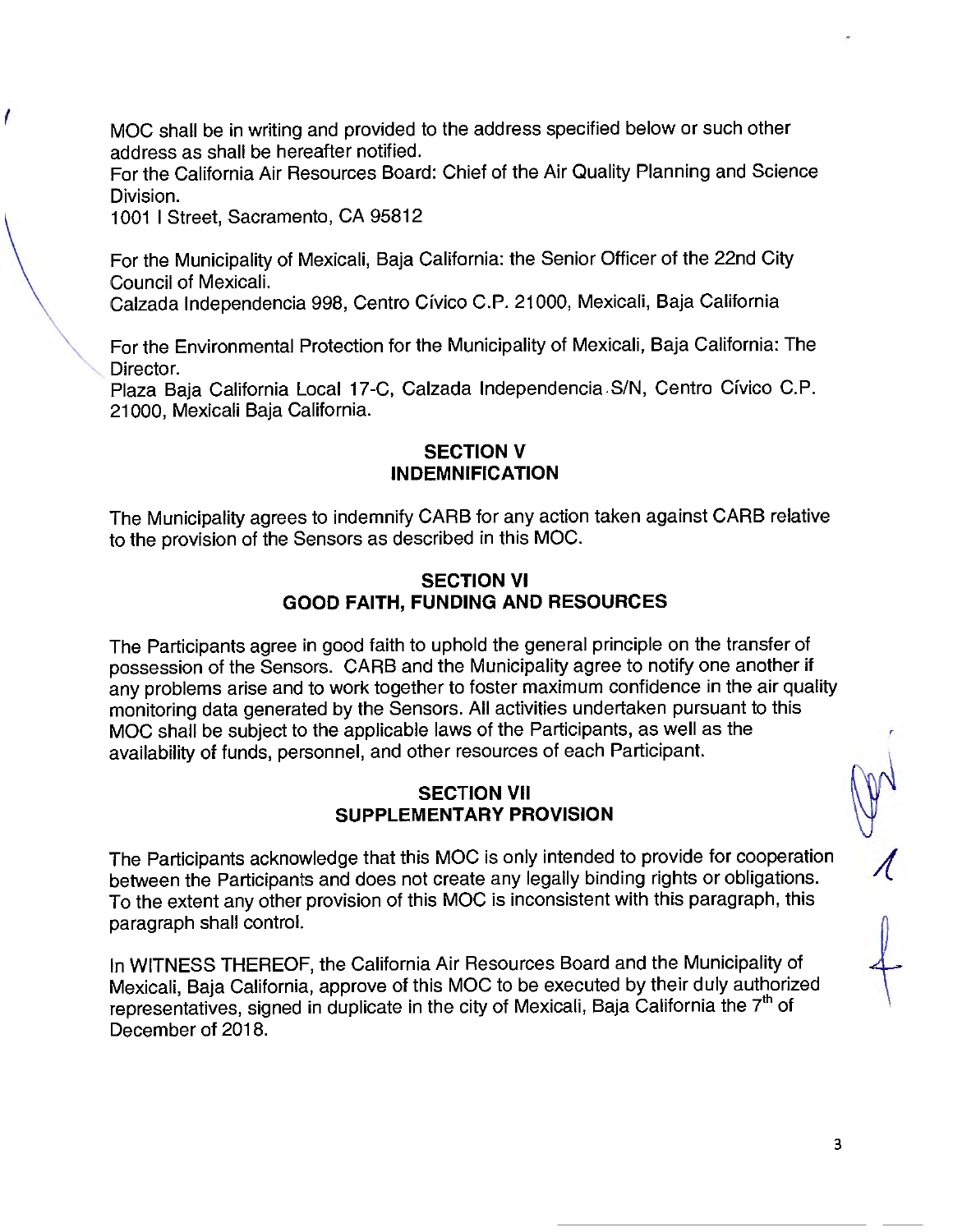MOC shall be in writing and provided to the address specified below or such other address as shall be hereafter notified.

For the California Air Resources Board: Chief of the Air Quality Planning and Science Division.

1001 I Street, Sacramento, CA 95812

For the Municipality of Mexicali, Baja California: the Senior Officer of the 22nd City Council of Mexicali.

Calzada Independencia 998, Centro Cívico C.P. 21000, Mexicali, Baja California

For the Environmental Protection for the Municipality of Mexicali, Baja California: The Director.

Plaza Baja California Local 17-C, Calzada Independencia S/N, Centro Cívico C.P. 21000, Mexicali Baja California.

## SECTION V
## INDEMNIFICATION

The Municipality agrees to indemnify CARB for any action taken against CARB relative to the provision of the Sensors as described in this MOC.

## SECTION VI
## GOOD FAITH, FUNDING AND RESOURCES

The Participants agree in good faith to uphold the general principle on the transfer of possession of the Sensors. CARB and the Municipality agree to notify one another if any problems arise and to work together to foster maximum confidence in the air quality monitoring data generated by the Sensors. All activities undertaken pursuant to this MOC shall be subject to the applicable laws of the Participants, as well as the availability of funds, personnel, and other resources of each Participant.

## SECTION VII
## SUPPLEMENTARY PROVISION

The Participants acknowledge that this MOC is only intended to provide for cooperation between the Participants and does not create any legally binding rights or obligations. To the extent any other provision of this MOC is inconsistent with this paragraph, this paragraph shall control.

In WITNESS THEREOF, the California Air Resources Board and the Municipality of Mexicali, Baja California, approve of this MOC to be executed by their duly authorized representatives, signed in duplicate in the city of Mexicali, Baja California the 7th of December of 2018.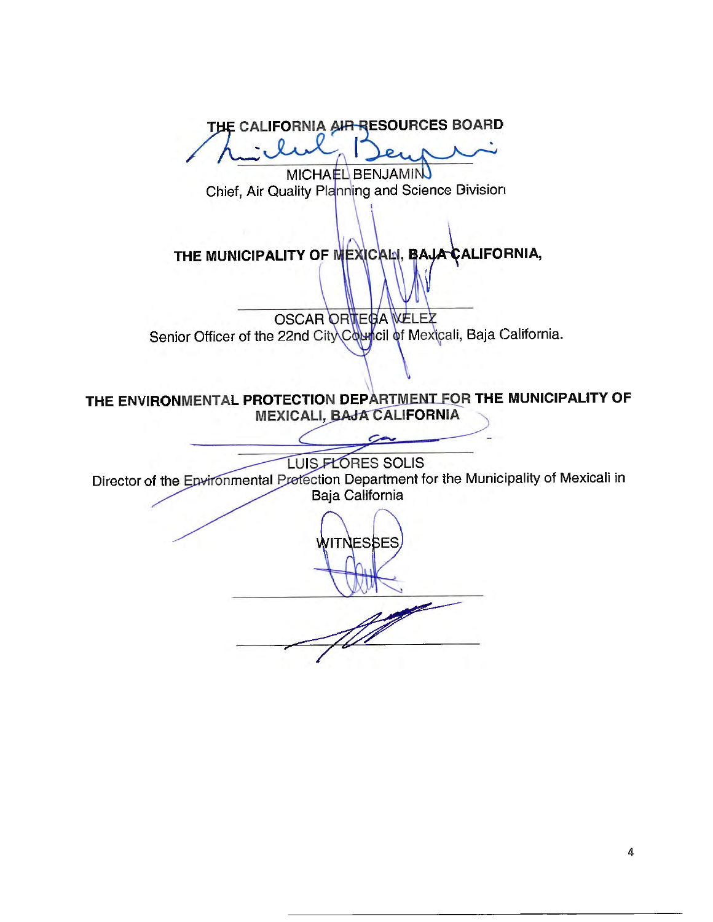**THE CALIFORNIA AIR RESOURCES BOARD**

MICHAEL BENJAMIN
Chief, Air Quality Planning and Science Division

**THE MUNICIPALITY OF MEXICALI, BAJA CALIFORNIA,**

OSCAR ORTEGA VELEZ
Senior Officer of the 22nd City Council of Mexicali, Baja California.

**THE ENVIRONMENTAL PROTECTION DEPARTMENT FOR THE MUNICIPALITY OF MEXICALI, BAJA CALIFORNIA**

LUIS FLORES SOLIS
Director of the Environmental Protection Department for the Municipality of Mexicali in Baja California

WITNESSES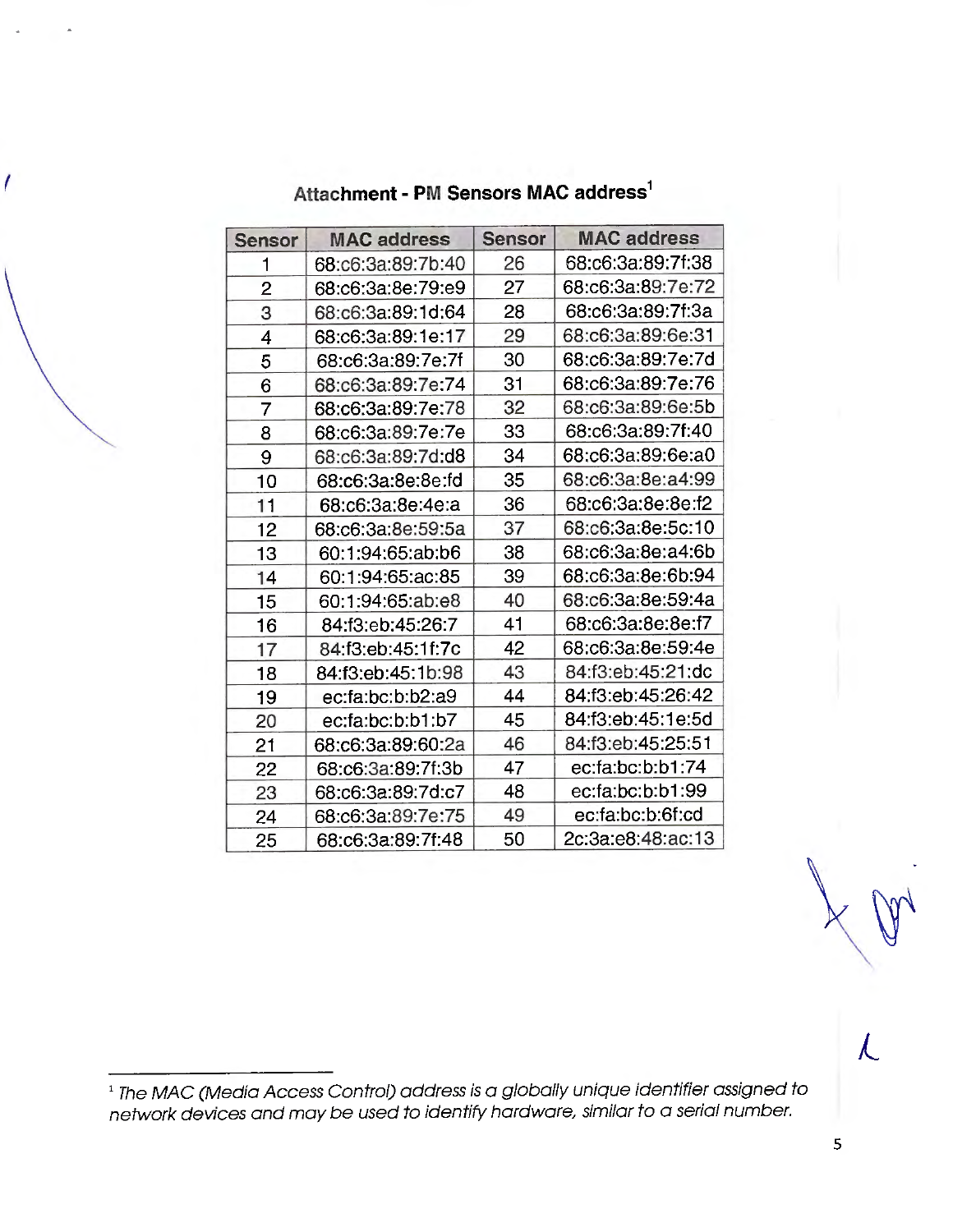## Attachment - PM Sensors MAC address[1]

| Sensor | MAC address | Sensor | MAC address |
|---|---|---|---|
| 1 | 68:c6:3a:89:7b:40 | 26 | 68:c6:3a:89:7f:38 |
| 2 | 68:c6:3a:8e:79:e9 | 27 | 68:c6:3a:89:7e:72 |
| 3 | 68:c6:3a:89:1d:64 | 28 | 68:c6:3a:89:7f:3a |
| 4 | 68:c6:3a:89:1e:17 | 29 | 68:c6:3a:89:6e:31 |
| 5 | 68:c6:3a:89:7e:7f | 30 | 68:c6:3a:89:7e:7d |
| 6 | 68:c6:3a:89:7e:74 | 31 | 68:c6:3a:89:7e:76 |
| 7 | 68:c6:3a:89:7e:78 | 32 | 68:c6:3a:89:6e:5b |
| 8 | 68:c6:3a:89:7e:7e | 33 | 68:c6:3a:89:7f:40 |
| 9 | 68:c6:3a:89:7d:d8 | 34 | 68:c6:3a:89:6e:a0 |
| 10 | 68:c6:3a:8e:8e:fd | 35 | 68:c6:3a:8e:a4:99 |
| 11 | 68:c6:3a:8e:4e:a | 36 | 68:c6:3a:8e:8e:f2 |
| 12 | 68:c6:3a:8e:59:5a | 37 | 68:c6:3a:8e:5c:10 |
| 13 | 60:1:94:65:ab:b6 | 38 | 68:c6:3a:8e:a4:6b |
| 14 | 60:1:94:65:ac:85 | 39 | 68:c6:3a:8e:6b:94 |
| 15 | 60:1:94:65:ab:e8 | 40 | 68:c6:3a:8e:59:4a |
| 16 | 84:f3:eb:45:26:7 | 41 | 68:c6:3a:8e:8e:f7 |
| 17 | 84:f3:eb:45:1f:7c | 42 | 68:c6:3a:8e:59:4e |
| 18 | 84:f3:eb:45:1b:98 | 43 | 84:f3:eb:45:21:dc |
| 19 | ec:fa:bc:b:b2:a9 | 44 | 84:f3:eb:45:26:42 |
| 20 | ec:fa:bc:b:b1:b7 | 45 | 84:f3:eb:45:1e:5d |
| 21 | 68:c6:3a:89:60:2a | 46 | 84:f3:eb:45:25:51 |
| 22 | 68:c6:3a:89:7f:3b | 47 | ec:fa:bc:b:b1:74 |
| 23 | 68:c6:3a:89:7d:c7 | 48 | ec:fa:bc:b:b1:99 |
| 24 | 68:c6:3a:89:7e:75 | 49 | ec:fa:bc:b:6f:cd |
| 25 | 68:c6:3a:89:7f:48 | 50 | 2c:3a:e8:48:ac:13 |

---

[1] *The MAC (Media Access Control) address is a globally unique identifier assigned to network devices and may be used to identify hardware, similar to a serial number.*